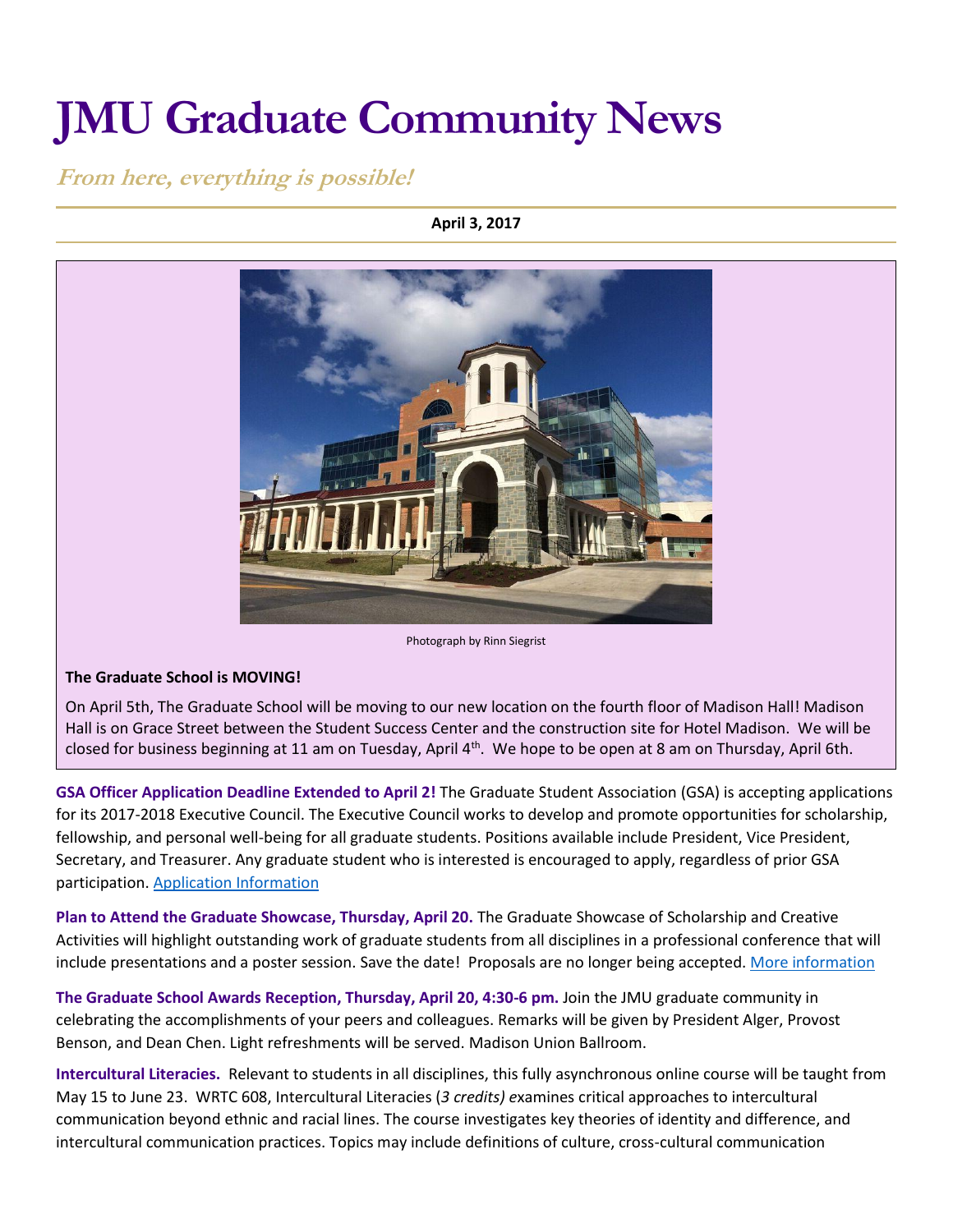# JMU Graduate Community News

## *From here, everything is possible!*

**April 3, 2017**

Photograph by Rinn Siegrist

**The Graduate School is MOVING!**

On April 5th, The Graduate School will be moving to our new location on the fourth floor of Madison Hall! Madison Hall is on Grace Street between the Student Success Center and the construction site for Hotel Madison. We will be closed for business beginning at 11 am on Tuesday, April 4th. We hope to be open at 8 am on Thursday, April 6th.

**GSA Officer Application Deadline Extended to April 2!** The Graduate Student Association (GSA) is accepting applications for its 2017-2018 Executive Council. The Executive Council works to develop and promote opportunities for scholarship, fellowship, and personal well-being for all graduate students. Positions available include President, Vice President, Secretary, and Treasurer. Any graduate student who is interested is encouraged to apply, regardless of prior GSA participation. Application Information

**Plan to Attend the Graduate Showcase, Thursday, April 20.** The Graduate Showcase of Scholarship and Creative Activities will highlight outstanding work of graduate students from all disciplines in a professional conference that will include presentations and a poster session. Save the date! Proposals are no longer being accepted. More information

**The Graduate School Awards Reception, Thursday, April 20, 4:30-6 pm.** Join the JMU graduate community in celebrating the accomplishments of your peers and colleagues. Remarks will be given by President Alger, Provost Benson, and Dean Chen. Light refreshments will be served. Madison Union Ballroom.

**Intercultural Literacies.** Relevant to students in all disciplines, this fully asynchronous online course will be taught from May 15 to June 23. WRTC 608, Intercultural Literacies (*3 credits)* examines critical approaches to intercultural communication beyond ethnic and racial lines. The course investigates key theories of identity and difference, and intercultural communication practices. Topics may include definitions of culture, cross-cultural communication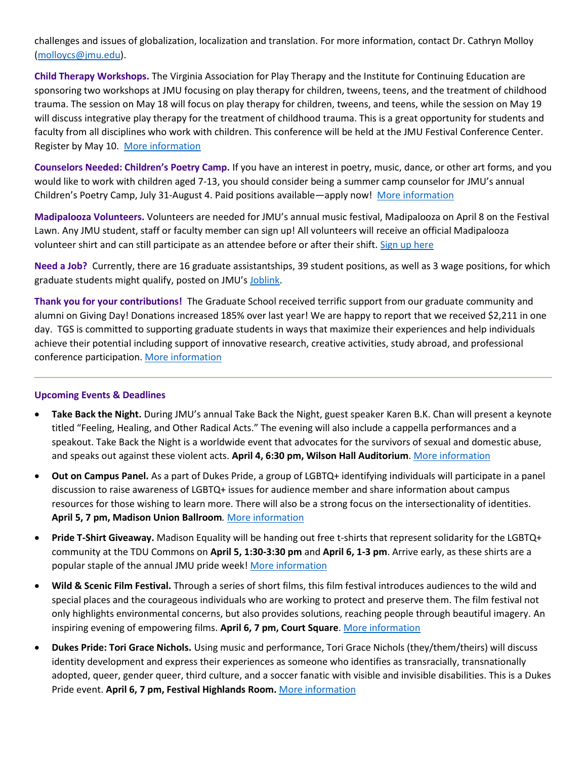challenges and issues of globalization, localization and translation. For more information, contact Dr. Cathryn Molloy (molloycs@jmu.edu).

**Child Therapy Workshops.** The Virginia Association for Play Therapy and the Institute for Continuing Education are sponsoring two workshops at JMU focusing on play therapy for children, tweens, teens, and the treatment of childhood trauma. The session on May 18 will focus on play therapy for children, tweens, and teens, while the session on May 19 will discuss integrative play therapy for the treatment of childhood trauma. This is a great opportunity for students and faculty from all disciplines who work with children. This conference will be held at the JMU Festival Conference Center. Register by May 10. More information

**Counselors Needed: Children's Poetry Camp.** If you have an interest in poetry, music, dance, or other art forms, and you would like to work with children aged 7-13, you should consider being a summer camp counselor for JMU's annual Children's Poetry Camp, July 31-August 4. Paid positions available—apply now! More information

**Madipalooza Volunteers.** Volunteers are needed for JMU's annual music festival, Madipalooza on April 8 on the Festival Lawn. Any JMU student, staff or faculty member can sign up! All volunteers will receive an official Madipalooza volunteer shirt and can still participate as an attendee before or after their shift. Sign up here

**Need a Job?** Currently, there are 16 graduate assistantships, 39 student positions, as well as 3 wage positions, for which graduate students might qualify, posted on JMU's Joblink.

**Thank you for your contributions!** The Graduate School received terrific support from our graduate community and alumni on Giving Day! Donations increased 185% over last year! We are happy to report that we received $2,211 in one day. TGS is committed to supporting graduate students in ways that maximize their experiences and help individuals achieve their potential including support of innovative research, creative activities, study abroad, and professional conference participation. More information

---

**Upcoming Events & Deadlines**

- **Take Back the Night.** During JMU's annual Take Back the Night, guest speaker Karen B.K. Chan will present a keynote titled "Feeling, Healing, and Other Radical Acts." The evening will also include a cappella performances and a speakout. Take Back the Night is a worldwide event that advocates for the survivors of sexual and domestic abuse, and speaks out against these violent acts. **April 4, 6:30 pm, Wilson Hall Auditorium**. More information
- **Out on Campus Panel.** As a part of Dukes Pride, a group of LGBTQ+ identifying individuals will participate in a panel discussion to raise awareness of LGBTQ+ issues for audience member and share information about campus resources for those wishing to learn more. There will also be a strong focus on the intersectionality of identities. **April 5, 7 pm, Madison Union Ballroom***.* More information
- **Pride T-Shirt Giveaway.** Madison Equality will be handing out free t-shirts that represent solidarity for the LGBTQ+ community at the TDU Commons on **April 5, 1:30-3:30 pm** and **April 6, 1-3 pm**. Arrive early, as these shirts are a popular staple of the annual JMU pride week! More information
- **Wild & Scenic Film Festival.** Through a series of short films, this film festival introduces audiences to the wild and special places and the courageous individuals who are working to protect and preserve them. The film festival not only highlights environmental concerns, but also provides solutions, reaching people through beautiful imagery. An inspiring evening of empowering films. **April 6, 7 pm, Court Square**. More information
- **Dukes Pride: Tori Grace Nichols.** Using music and performance, Tori Grace Nichols (they/them/theirs) will discuss identity development and express their experiences as someone who identifies as transracially, transnationally adopted, queer, gender queer, third culture, and a soccer fanatic with visible and invisible disabilities. This is a Dukes Pride event. **April 6, 7 pm, Festival Highlands Room.** More information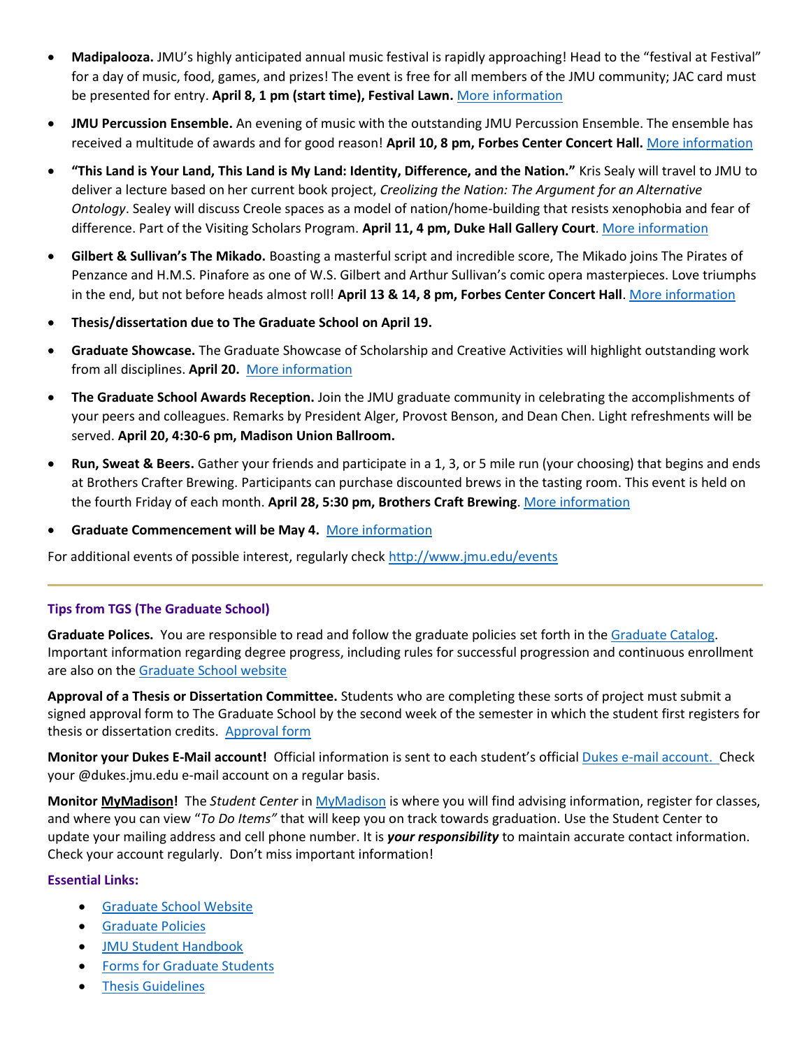- **Madipalooza.** JMU's highly anticipated annual music festival is rapidly approaching! Head to the "festival at Festival" for a day of music, food, games, and prizes! The event is free for all members of the JMU community; JAC card must be presented for entry. **April 8, 1 pm (start time), Festival Lawn.** More information
- **JMU Percussion Ensemble.** An evening of music with the outstanding JMU Percussion Ensemble. The ensemble has received a multitude of awards and for good reason! **April 10, 8 pm, Forbes Center Concert Hall.** More information
- **"This Land is Your Land, This Land is My Land: Identity, Difference, and the Nation."** Kris Sealy will travel to JMU to deliver a lecture based on her current book project, *Creolizing the Nation: The Argument for an Alternative Ontology*. Sealey will discuss Creole spaces as a model of nation/home-building that resists xenophobia and fear of difference. Part of the Visiting Scholars Program. **April 11, 4 pm, Duke Hall Gallery Court**. More information
- **Gilbert & Sullivan's The Mikado.** Boasting a masterful script and incredible score, The Mikado joins The Pirates of Penzance and H.M.S. Pinafore as one of W.S. Gilbert and Arthur Sullivan's comic opera masterpieces. Love triumphs in the end, but not before heads almost roll! **April 13 & 14, 8 pm, Forbes Center Concert Hall**. More information
- **Thesis/dissertation due to The Graduate School on April 19.**
- **Graduate Showcase.** The Graduate Showcase of Scholarship and Creative Activities will highlight outstanding work from all disciplines. **April 20.** More information
- **The Graduate School Awards Reception.** Join the JMU graduate community in celebrating the accomplishments of your peers and colleagues. Remarks by President Alger, Provost Benson, and Dean Chen. Light refreshments will be served. **April 20, 4:30-6 pm, Madison Union Ballroom.**
- **Run, Sweat & Beers.** Gather your friends and participate in a 1, 3, or 5 mile run (your choosing) that begins and ends at Brothers Crafter Brewing. Participants can purchase discounted brews in the tasting room. This event is held on the fourth Friday of each month. **April 28, 5:30 pm, Brothers Craft Brewing**. More information
- **Graduate Commencement will be May 4.** More information

For additional events of possible interest, regularly check http://www.jmu.edu/events

---

### Tips from TGS (The Graduate School)

**Graduate Polices.** You are responsible to read and follow the graduate policies set forth in the Graduate Catalog. Important information regarding degree progress, including rules for successful progression and continuous enrollment are also on the Graduate School website

**Approval of a Thesis or Dissertation Committee.** Students who are completing these sorts of project must submit a signed approval form to The Graduate School by the second week of the semester in which the student first registers for thesis or dissertation credits. Approval form

**Monitor your Dukes E-Mail account!** Official information is sent to each student's official Dukes e-mail account. Check your @dukes.jmu.edu e-mail account on a regular basis.

**Monitor MyMadison!** The *Student Center* in MyMadison is where you will find advising information, register for classes, and where you can view "*To Do Items"* that will keep you on track towards graduation. Use the Student Center to update your mailing address and cell phone number. It is ***your responsibility*** to maintain accurate contact information. Check your account regularly. Don't miss important information!

### Essential Links:

- Graduate School Website
- Graduate Policies
- JMU Student Handbook
- Forms for Graduate Students
- Thesis Guidelines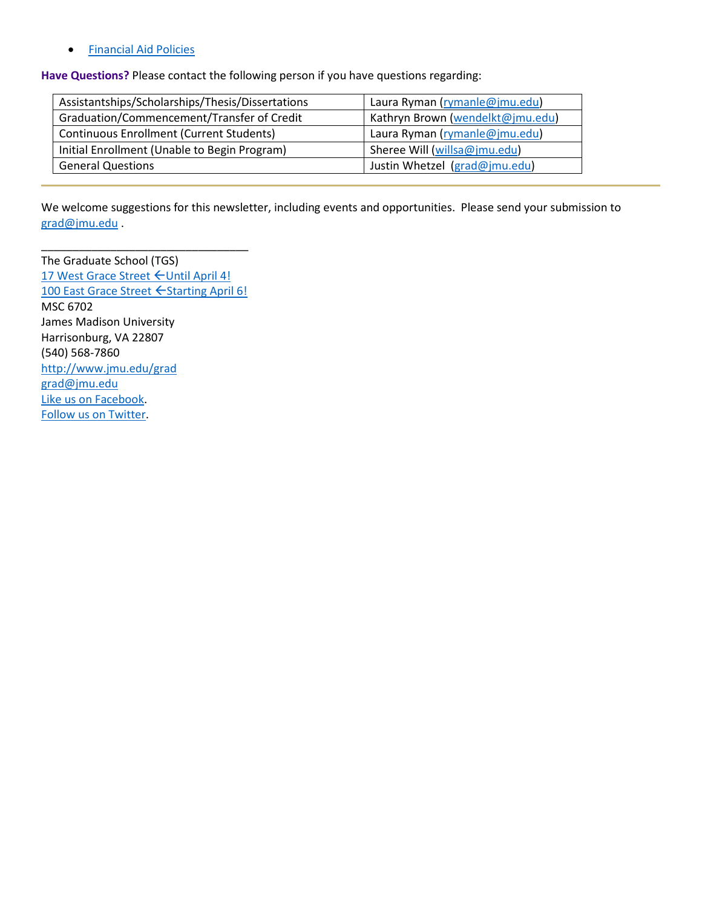- [Financial Aid Policies]

**Have Questions?** Please contact the following person if you have questions regarding:

| | |
|---|---|
| Assistantships/Scholarships/Thesis/Dissertations | Laura Ryman (rymanle@jmu.edu) |
| Graduation/Commencement/Transfer of Credit | Kathryn Brown (wendelkt@jmu.edu) |
| Continuous Enrollment (Current Students) | Laura Ryman (rymanle@jmu.edu) |
| Initial Enrollment (Unable to Begin Program) | Sheree Will (willsa@jmu.edu) |
| General Questions | Justin Whetzel (grad@jmu.edu) |

---

We welcome suggestions for this newsletter, including events and opportunities. Please send your submission to grad@jmu.edu .

________________________________

The Graduate School (TGS)
17 West Grace Street ←Until April 4!
100 East Grace Street ←Starting April 6!
MSC 6702
James Madison University
Harrisonburg, VA 22807
(540) 568-7860
http://www.jmu.edu/grad
grad@jmu.edu
Like us on Facebook.
Follow us on Twitter.